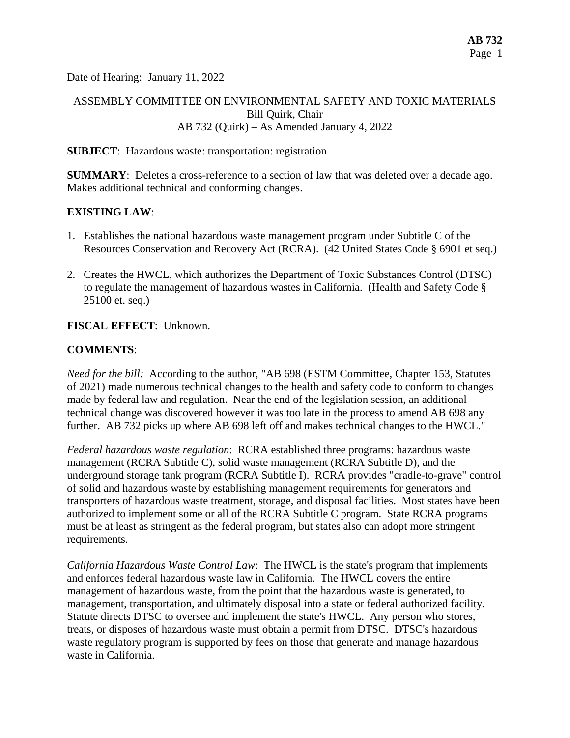Date of Hearing: January 11, 2022

ASSEMBLY COMMITTEE ON ENVIRONMENTAL SAFETY AND TOXIC MATERIALS
Bill Quirk, Chair
AB 732 (Quirk) – As Amended January 4, 2022

**SUBJECT**: Hazardous waste: transportation: registration

**SUMMARY**: Deletes a cross-reference to a section of law that was deleted over a decade ago. Makes additional technical and conforming changes.

**EXISTING LAW**:

1. Establishes the national hazardous waste management program under Subtitle C of the Resources Conservation and Recovery Act (RCRA). (42 United States Code § 6901 et seq.)

2. Creates the HWCL, which authorizes the Department of Toxic Substances Control (DTSC) to regulate the management of hazardous wastes in California. (Health and Safety Code § 25100 et. seq.)

**FISCAL EFFECT**: Unknown.

**COMMENTS**:

*Need for the bill:* According to the author, "AB 698 (ESTM Committee, Chapter 153, Statutes of 2021) made numerous technical changes to the health and safety code to conform to changes made by federal law and regulation. Near the end of the legislation session, an additional technical change was discovered however it was too late in the process to amend AB 698 any further. AB 732 picks up where AB 698 left off and makes technical changes to the HWCL."

*Federal hazardous waste regulation*: RCRA established three programs: hazardous waste management (RCRA Subtitle C), solid waste management (RCRA Subtitle D), and the underground storage tank program (RCRA Subtitle I). RCRA provides "cradle-to-grave" control of solid and hazardous waste by establishing management requirements for generators and transporters of hazardous waste treatment, storage, and disposal facilities. Most states have been authorized to implement some or all of the RCRA Subtitle C program. State RCRA programs must be at least as stringent as the federal program, but states also can adopt more stringent requirements.

*California Hazardous Waste Control Law*: The HWCL is the state's program that implements and enforces federal hazardous waste law in California. The HWCL covers the entire management of hazardous waste, from the point that the hazardous waste is generated, to management, transportation, and ultimately disposal into a state or federal authorized facility. Statute directs DTSC to oversee and implement the state's HWCL. Any person who stores, treats, or disposes of hazardous waste must obtain a permit from DTSC. DTSC's hazardous waste regulatory program is supported by fees on those that generate and manage hazardous waste in California.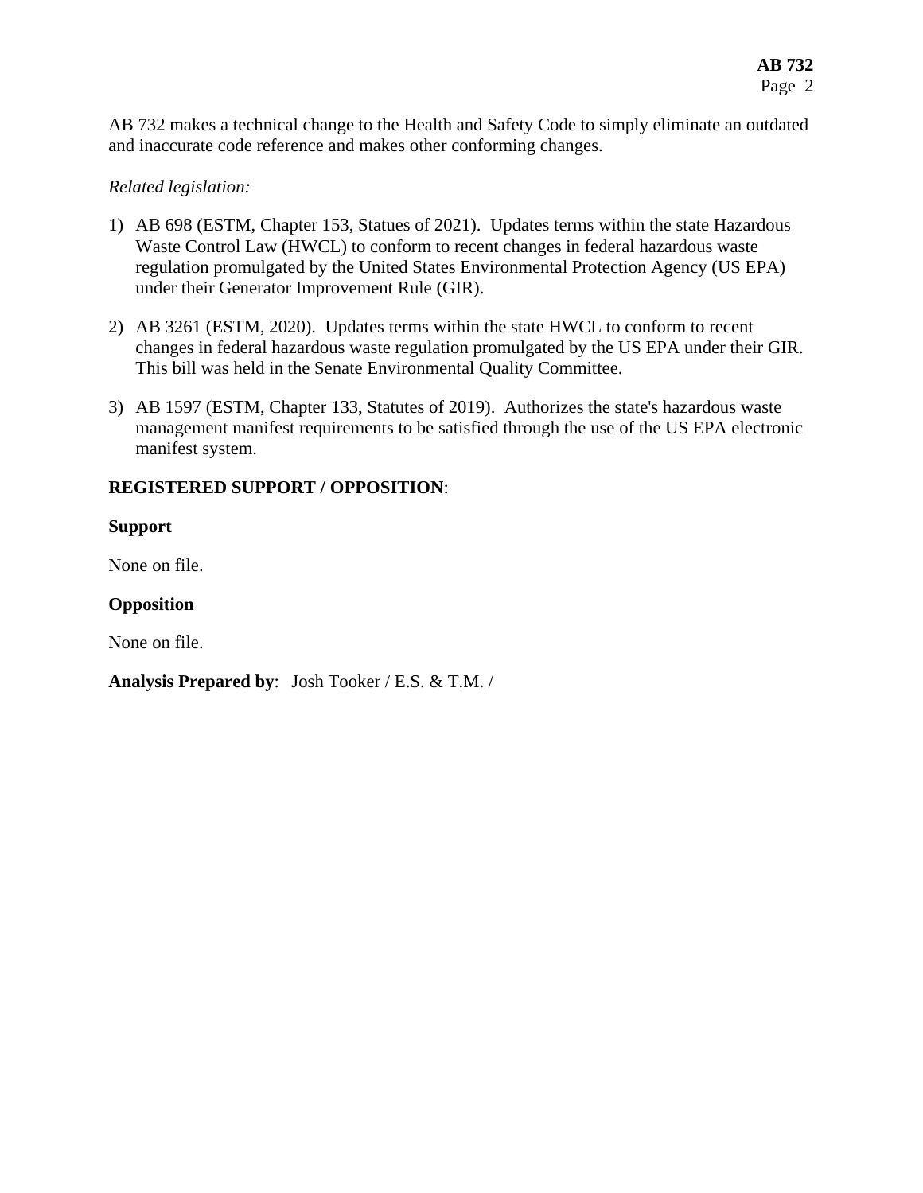AB 732 makes a technical change to the Health and Safety Code to simply eliminate an outdated and inaccurate code reference and makes other conforming changes.

*Related legislation:*

1) AB 698 (ESTM, Chapter 153, Statues of 2021). Updates terms within the state Hazardous Waste Control Law (HWCL) to conform to recent changes in federal hazardous waste regulation promulgated by the United States Environmental Protection Agency (US EPA) under their Generator Improvement Rule (GIR).

2) AB 3261 (ESTM, 2020). Updates terms within the state HWCL to conform to recent changes in federal hazardous waste regulation promulgated by the US EPA under their GIR. This bill was held in the Senate Environmental Quality Committee.

3) AB 1597 (ESTM, Chapter 133, Statutes of 2019). Authorizes the state's hazardous waste management manifest requirements to be satisfied through the use of the US EPA electronic manifest system.

**REGISTERED SUPPORT / OPPOSITION**:

**Support**

None on file.

**Opposition**

None on file.

**Analysis Prepared by**: Josh Tooker / E.S. & T.M. /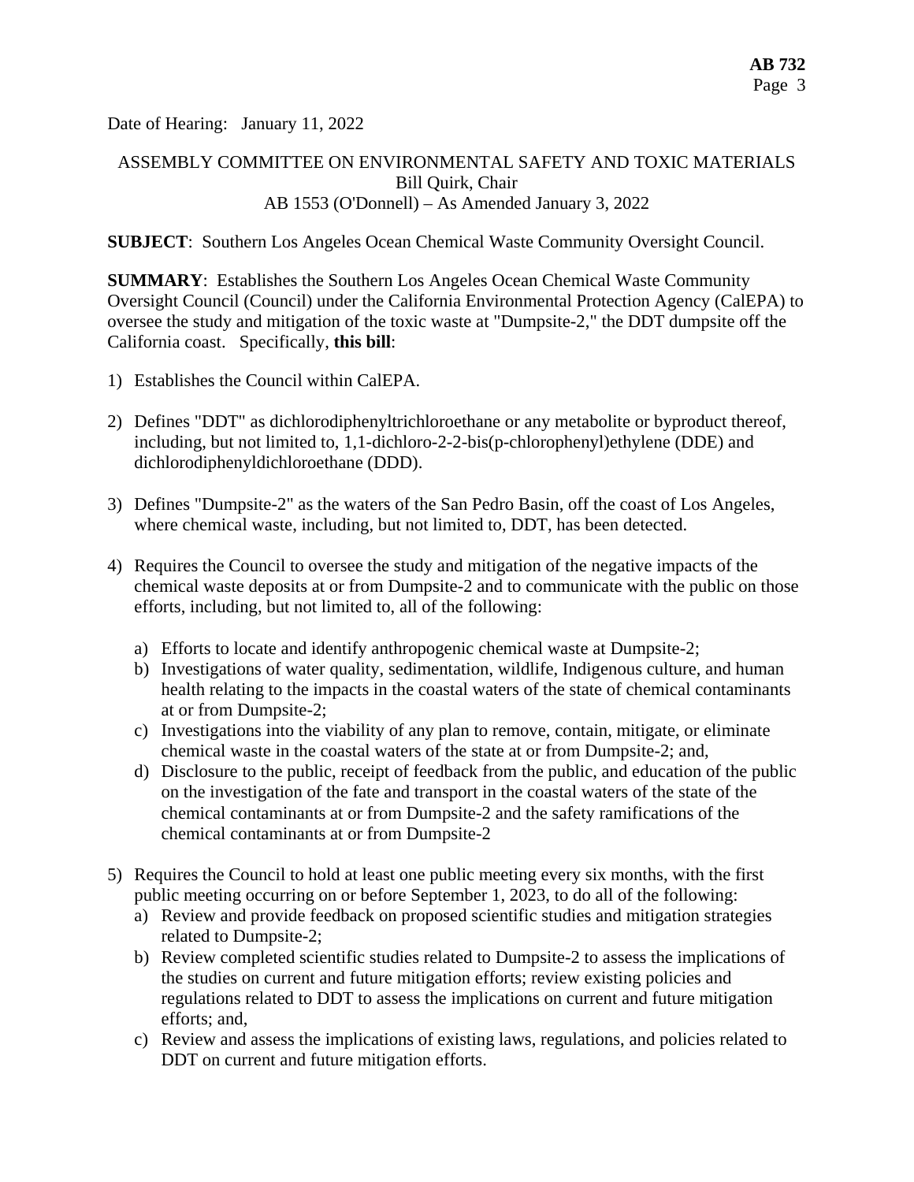Date of Hearing: January 11, 2022

ASSEMBLY COMMITTEE ON ENVIRONMENTAL SAFETY AND TOXIC MATERIALS
Bill Quirk, Chair
AB 1553 (O'Donnell) – As Amended January 3, 2022

**SUBJECT**: Southern Los Angeles Ocean Chemical Waste Community Oversight Council.

**SUMMARY**: Establishes the Southern Los Angeles Ocean Chemical Waste Community Oversight Council (Council) under the California Environmental Protection Agency (CalEPA) to oversee the study and mitigation of the toxic waste at "Dumpsite-2," the DDT dumpsite off the California coast. Specifically, **this bill**:

1) Establishes the Council within CalEPA.

2) Defines "DDT" as dichlorodiphenyltrichloroethane or any metabolite or byproduct thereof, including, but not limited to, 1,1-dichloro-2-2-bis(p-chlorophenyl)ethylene (DDE) and dichlorodiphenyldichloroethane (DDD).

3) Defines "Dumpsite-2" as the waters of the San Pedro Basin, off the coast of Los Angeles, where chemical waste, including, but not limited to, DDT, has been detected.

4) Requires the Council to oversee the study and mitigation of the negative impacts of the chemical waste deposits at or from Dumpsite-2 and to communicate with the public on those efforts, including, but not limited to, all of the following:

   a) Efforts to locate and identify anthropogenic chemical waste at Dumpsite-2;
   b) Investigations of water quality, sedimentation, wildlife, Indigenous culture, and human health relating to the impacts in the coastal waters of the state of chemical contaminants at or from Dumpsite-2;
   c) Investigations into the viability of any plan to remove, contain, mitigate, or eliminate chemical waste in the coastal waters of the state at or from Dumpsite-2; and,
   d) Disclosure to the public, receipt of feedback from the public, and education of the public on the investigation of the fate and transport in the coastal waters of the state of the chemical contaminants at or from Dumpsite-2 and the safety ramifications of the chemical contaminants at or from Dumpsite-2

5) Requires the Council to hold at least one public meeting every six months, with the first public meeting occurring on or before September 1, 2023, to do all of the following:
   a) Review and provide feedback on proposed scientific studies and mitigation strategies related to Dumpsite-2;
   b) Review completed scientific studies related to Dumpsite-2 to assess the implications of the studies on current and future mitigation efforts; review existing policies and regulations related to DDT to assess the implications on current and future mitigation efforts; and,
   c) Review and assess the implications of existing laws, regulations, and policies related to DDT on current and future mitigation efforts.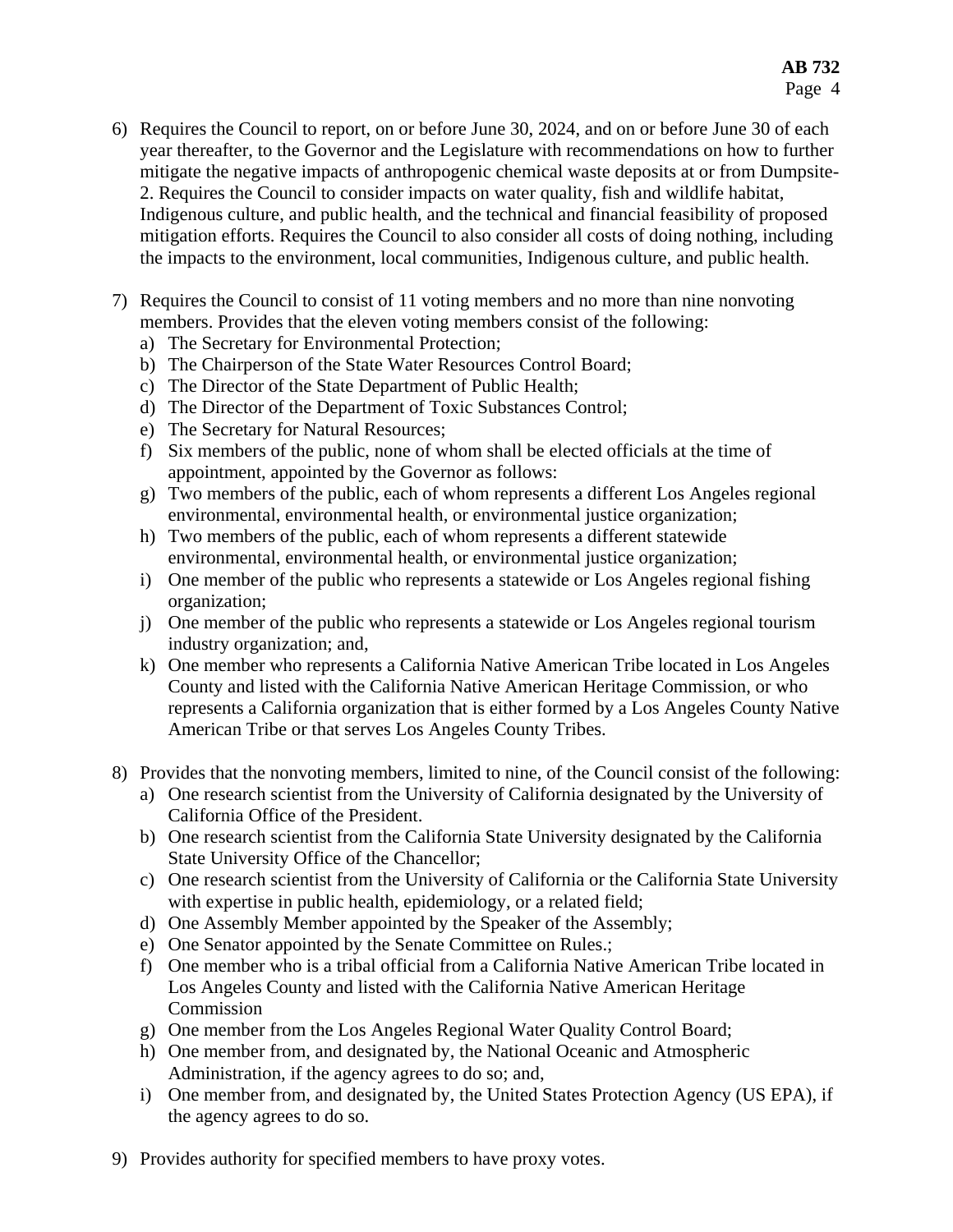6) Requires the Council to report, on or before June 30, 2024, and on or before June 30 of each year thereafter, to the Governor and the Legislature with recommendations on how to further mitigate the negative impacts of anthropogenic chemical waste deposits at or from Dumpsite-2. Requires the Council to consider impacts on water quality, fish and wildlife habitat, Indigenous culture, and public health, and the technical and financial feasibility of proposed mitigation efforts. Requires the Council to also consider all costs of doing nothing, including the impacts to the environment, local communities, Indigenous culture, and public health.

7) Requires the Council to consist of 11 voting members and no more than nine nonvoting members. Provides that the eleven voting members consist of the following:
   a) The Secretary for Environmental Protection;
   b) The Chairperson of the State Water Resources Control Board;
   c) The Director of the State Department of Public Health;
   d) The Director of the Department of Toxic Substances Control;
   e) The Secretary for Natural Resources;
   f) Six members of the public, none of whom shall be elected officials at the time of appointment, appointed by the Governor as follows:
   g) Two members of the public, each of whom represents a different Los Angeles regional environmental, environmental health, or environmental justice organization;
   h) Two members of the public, each of whom represents a different statewide environmental, environmental health, or environmental justice organization;
   i) One member of the public who represents a statewide or Los Angeles regional fishing organization;
   j) One member of the public who represents a statewide or Los Angeles regional tourism industry organization; and,
   k) One member who represents a California Native American Tribe located in Los Angeles County and listed with the California Native American Heritage Commission, or who represents a California organization that is either formed by a Los Angeles County Native American Tribe or that serves Los Angeles County Tribes.

8) Provides that the nonvoting members, limited to nine, of the Council consist of the following:
   a) One research scientist from the University of California designated by the University of California Office of the President.
   b) One research scientist from the California State University designated by the California State University Office of the Chancellor;
   c) One research scientist from the University of California or the California State University with expertise in public health, epidemiology, or a related field;
   d) One Assembly Member appointed by the Speaker of the Assembly;
   e) One Senator appointed by the Senate Committee on Rules.;
   f) One member who is a tribal official from a California Native American Tribe located in Los Angeles County and listed with the California Native American Heritage Commission
   g) One member from the Los Angeles Regional Water Quality Control Board;
   h) One member from, and designated by, the National Oceanic and Atmospheric Administration, if the agency agrees to do so; and,
   i) One member from, and designated by, the United States Protection Agency (US EPA), if the agency agrees to do so.

9) Provides authority for specified members to have proxy votes.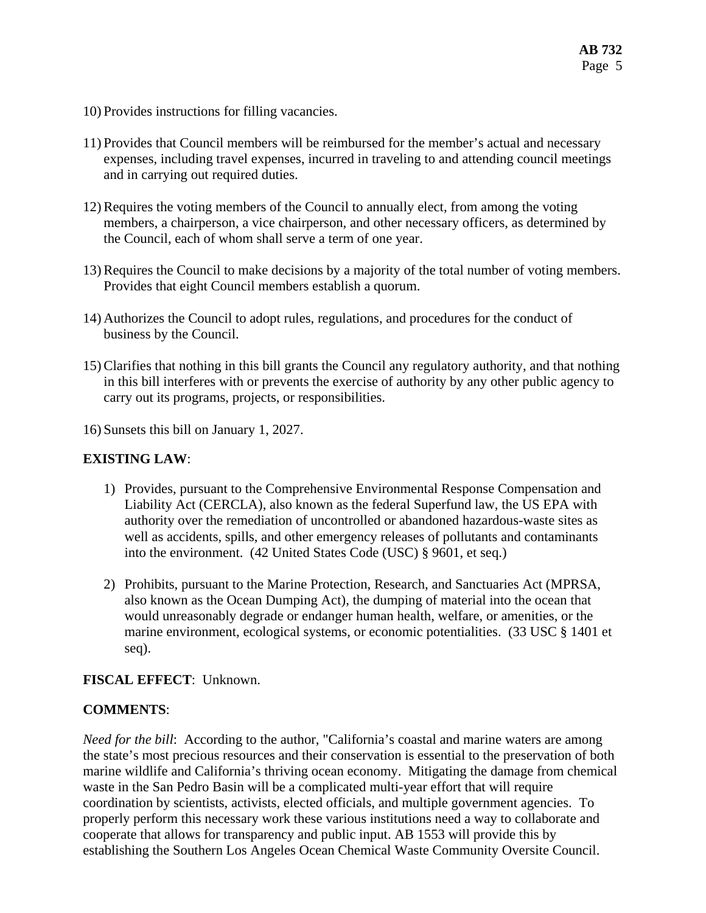10) Provides instructions for filling vacancies.

11) Provides that Council members will be reimbursed for the member's actual and necessary expenses, including travel expenses, incurred in traveling to and attending council meetings and in carrying out required duties.

12) Requires the voting members of the Council to annually elect, from among the voting members, a chairperson, a vice chairperson, and other necessary officers, as determined by the Council, each of whom shall serve a term of one year.

13) Requires the Council to make decisions by a majority of the total number of voting members. Provides that eight Council members establish a quorum.

14) Authorizes the Council to adopt rules, regulations, and procedures for the conduct of business by the Council.

15) Clarifies that nothing in this bill grants the Council any regulatory authority, and that nothing in this bill interferes with or prevents the exercise of authority by any other public agency to carry out its programs, projects, or responsibilities.

16) Sunsets this bill on January 1, 2027.

**EXISTING LAW**:

1) Provides, pursuant to the Comprehensive Environmental Response Compensation and Liability Act (CERCLA), also known as the federal Superfund law, the US EPA with authority over the remediation of uncontrolled or abandoned hazardous-waste sites as well as accidents, spills, and other emergency releases of pollutants and contaminants into the environment. (42 United States Code (USC) § 9601, et seq.)

2) Prohibits, pursuant to the Marine Protection, Research, and Sanctuaries Act (MPRSA, also known as the Ocean Dumping Act), the dumping of material into the ocean that would unreasonably degrade or endanger human health, welfare, or amenities, or the marine environment, ecological systems, or economic potentialities. (33 USC § 1401 et seq).

**FISCAL EFFECT**: Unknown.

**COMMENTS**:

*Need for the bill*: According to the author, "California's coastal and marine waters are among the state's most precious resources and their conservation is essential to the preservation of both marine wildlife and California's thriving ocean economy. Mitigating the damage from chemical waste in the San Pedro Basin will be a complicated multi-year effort that will require coordination by scientists, activists, elected officials, and multiple government agencies. To properly perform this necessary work these various institutions need a way to collaborate and cooperate that allows for transparency and public input. AB 1553 will provide this by establishing the Southern Los Angeles Ocean Chemical Waste Community Oversite Council.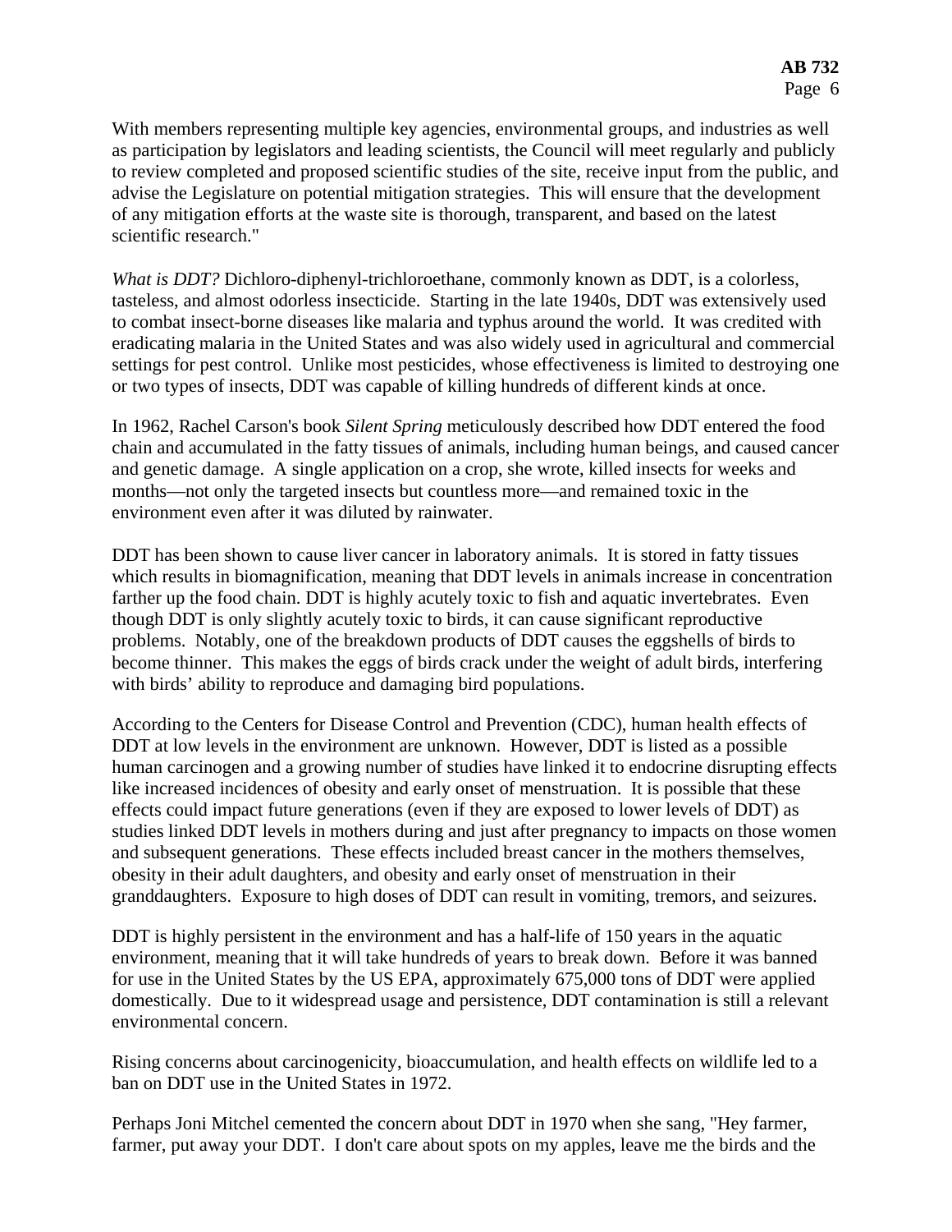With members representing multiple key agencies, environmental groups, and industries as well as participation by legislators and leading scientists, the Council will meet regularly and publicly to review completed and proposed scientific studies of the site, receive input from the public, and advise the Legislature on potential mitigation strategies. This will ensure that the development of any mitigation efforts at the waste site is thorough, transparent, and based on the latest scientific research."

*What is DDT?* Dichloro-diphenyl-trichloroethane, commonly known as DDT, is a colorless, tasteless, and almost odorless insecticide. Starting in the late 1940s, DDT was extensively used to combat insect-borne diseases like malaria and typhus around the world. It was credited with eradicating malaria in the United States and was also widely used in agricultural and commercial settings for pest control. Unlike most pesticides, whose effectiveness is limited to destroying one or two types of insects, DDT was capable of killing hundreds of different kinds at once.

In 1962, Rachel Carson's book *Silent Spring* meticulously described how DDT entered the food chain and accumulated in the fatty tissues of animals, including human beings, and caused cancer and genetic damage. A single application on a crop, she wrote, killed insects for weeks and months—not only the targeted insects but countless more—and remained toxic in the environment even after it was diluted by rainwater.

DDT has been shown to cause liver cancer in laboratory animals. It is stored in fatty tissues which results in biomagnification, meaning that DDT levels in animals increase in concentration farther up the food chain. DDT is highly acutely toxic to fish and aquatic invertebrates. Even though DDT is only slightly acutely toxic to birds, it can cause significant reproductive problems. Notably, one of the breakdown products of DDT causes the eggshells of birds to become thinner. This makes the eggs of birds crack under the weight of adult birds, interfering with birds' ability to reproduce and damaging bird populations.

According to the Centers for Disease Control and Prevention (CDC), human health effects of DDT at low levels in the environment are unknown. However, DDT is listed as a possible human carcinogen and a growing number of studies have linked it to endocrine disrupting effects like increased incidences of obesity and early onset of menstruation. It is possible that these effects could impact future generations (even if they are exposed to lower levels of DDT) as studies linked DDT levels in mothers during and just after pregnancy to impacts on those women and subsequent generations. These effects included breast cancer in the mothers themselves, obesity in their adult daughters, and obesity and early onset of menstruation in their granddaughters. Exposure to high doses of DDT can result in vomiting, tremors, and seizures.

DDT is highly persistent in the environment and has a half-life of 150 years in the aquatic environment, meaning that it will take hundreds of years to break down. Before it was banned for use in the United States by the US EPA, approximately 675,000 tons of DDT were applied domestically. Due to it widespread usage and persistence, DDT contamination is still a relevant environmental concern.

Rising concerns about carcinogenicity, bioaccumulation, and health effects on wildlife led to a ban on DDT use in the United States in 1972.

Perhaps Joni Mitchel cemented the concern about DDT in 1970 when she sang, "Hey farmer, farmer, put away your DDT. I don't care about spots on my apples, leave me the birds and the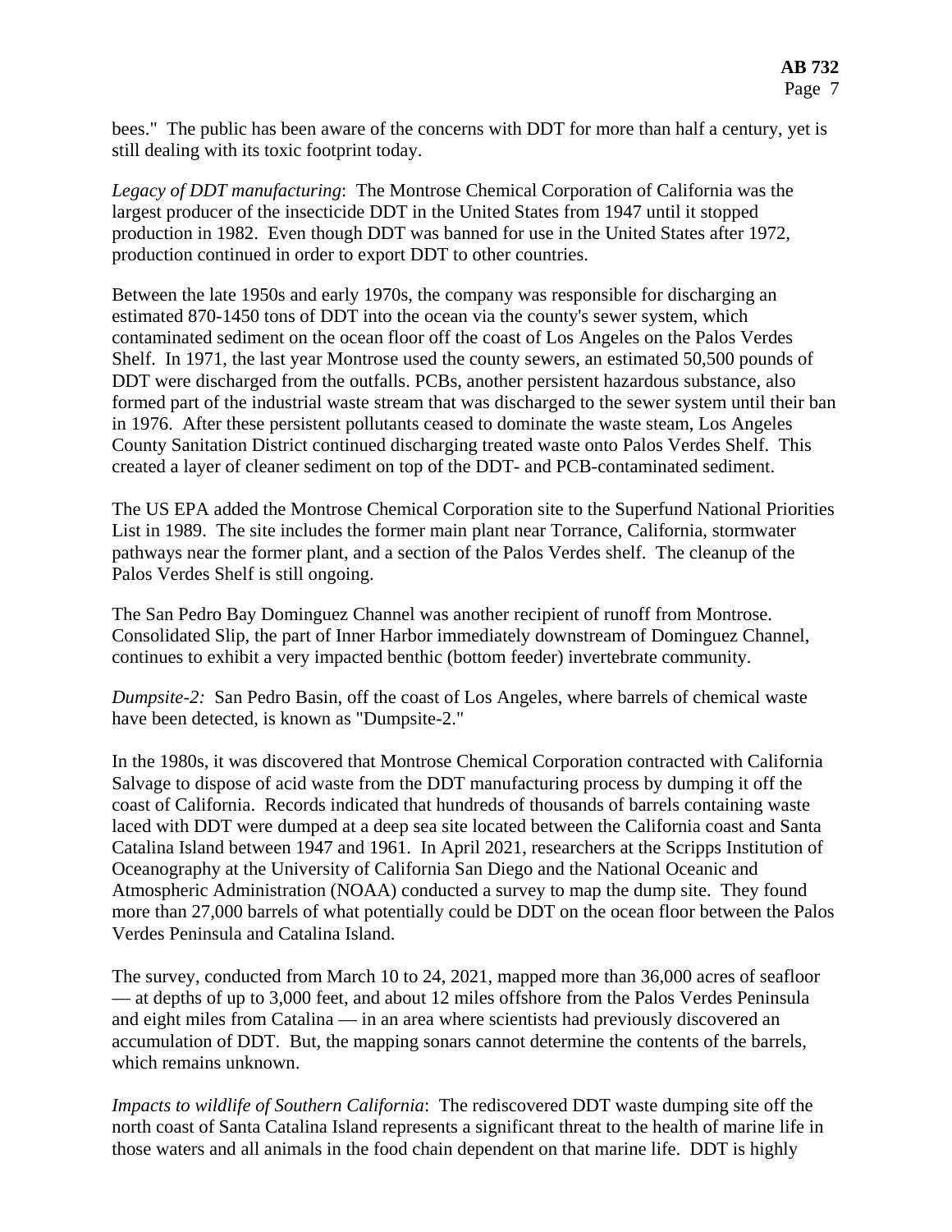bees." The public has been aware of the concerns with DDT for more than half a century, yet is still dealing with its toxic footprint today.

*Legacy of DDT manufacturing*: The Montrose Chemical Corporation of California was the largest producer of the insecticide DDT in the United States from 1947 until it stopped production in 1982. Even though DDT was banned for use in the United States after 1972, production continued in order to export DDT to other countries.

Between the late 1950s and early 1970s, the company was responsible for discharging an estimated 870-1450 tons of DDT into the ocean via the county's sewer system, which contaminated sediment on the ocean floor off the coast of Los Angeles on the Palos Verdes Shelf. In 1971, the last year Montrose used the county sewers, an estimated 50,500 pounds of DDT were discharged from the outfalls. PCBs, another persistent hazardous substance, also formed part of the industrial waste stream that was discharged to the sewer system until their ban in 1976. After these persistent pollutants ceased to dominate the waste steam, Los Angeles County Sanitation District continued discharging treated waste onto Palos Verdes Shelf. This created a layer of cleaner sediment on top of the DDT- and PCB-contaminated sediment.

The US EPA added the Montrose Chemical Corporation site to the Superfund National Priorities List in 1989. The site includes the former main plant near Torrance, California, stormwater pathways near the former plant, and a section of the Palos Verdes shelf. The cleanup of the Palos Verdes Shelf is still ongoing.

The San Pedro Bay Dominguez Channel was another recipient of runoff from Montrose. Consolidated Slip, the part of Inner Harbor immediately downstream of Dominguez Channel, continues to exhibit a very impacted benthic (bottom feeder) invertebrate community.

*Dumpsite-2:* San Pedro Basin, off the coast of Los Angeles, where barrels of chemical waste have been detected, is known as "Dumpsite-2."

In the 1980s, it was discovered that Montrose Chemical Corporation contracted with California Salvage to dispose of acid waste from the DDT manufacturing process by dumping it off the coast of California. Records indicated that hundreds of thousands of barrels containing waste laced with DDT were dumped at a deep sea site located between the California coast and Santa Catalina Island between 1947 and 1961. In April 2021, researchers at the Scripps Institution of Oceanography at the University of California San Diego and the National Oceanic and Atmospheric Administration (NOAA) conducted a survey to map the dump site. They found more than 27,000 barrels of what potentially could be DDT on the ocean floor between the Palos Verdes Peninsula and Catalina Island.

The survey, conducted from March 10 to 24, 2021, mapped more than 36,000 acres of seafloor — at depths of up to 3,000 feet, and about 12 miles offshore from the Palos Verdes Peninsula and eight miles from Catalina — in an area where scientists had previously discovered an accumulation of DDT. But, the mapping sonars cannot determine the contents of the barrels, which remains unknown.

*Impacts to wildlife of Southern California*: The rediscovered DDT waste dumping site off the north coast of Santa Catalina Island represents a significant threat to the health of marine life in those waters and all animals in the food chain dependent on that marine life. DDT is highly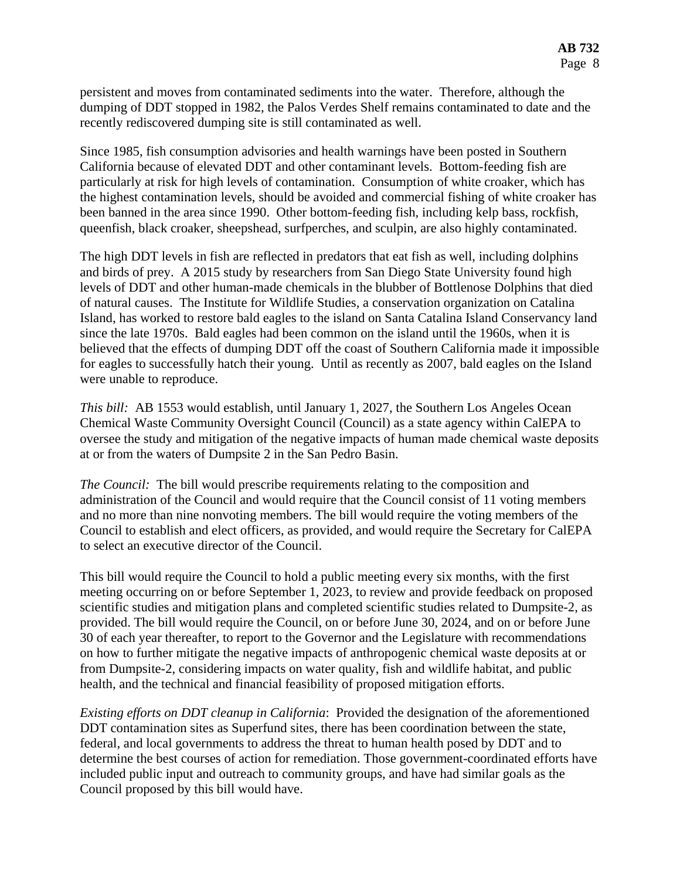persistent and moves from contaminated sediments into the water. Therefore, although the dumping of DDT stopped in 1982, the Palos Verdes Shelf remains contaminated to date and the recently rediscovered dumping site is still contaminated as well.

Since 1985, fish consumption advisories and health warnings have been posted in Southern California because of elevated DDT and other contaminant levels. Bottom-feeding fish are particularly at risk for high levels of contamination. Consumption of white croaker, which has the highest contamination levels, should be avoided and commercial fishing of white croaker has been banned in the area since 1990. Other bottom-feeding fish, including kelp bass, rockfish, queenfish, black croaker, sheepshead, surfperches, and sculpin, are also highly contaminated.

The high DDT levels in fish are reflected in predators that eat fish as well, including dolphins and birds of prey. A 2015 study by researchers from San Diego State University found high levels of DDT and other human-made chemicals in the blubber of Bottlenose Dolphins that died of natural causes. The Institute for Wildlife Studies, a conservation organization on Catalina Island, has worked to restore bald eagles to the island on Santa Catalina Island Conservancy land since the late 1970s. Bald eagles had been common on the island until the 1960s, when it is believed that the effects of dumping DDT off the coast of Southern California made it impossible for eagles to successfully hatch their young. Until as recently as 2007, bald eagles on the Island were unable to reproduce.

*This bill:* AB 1553 would establish, until January 1, 2027, the Southern Los Angeles Ocean Chemical Waste Community Oversight Council (Council) as a state agency within CalEPA to oversee the study and mitigation of the negative impacts of human made chemical waste deposits at or from the waters of Dumpsite 2 in the San Pedro Basin.

*The Council:* The bill would prescribe requirements relating to the composition and administration of the Council and would require that the Council consist of 11 voting members and no more than nine nonvoting members. The bill would require the voting members of the Council to establish and elect officers, as provided, and would require the Secretary for CalEPA to select an executive director of the Council.

This bill would require the Council to hold a public meeting every six months, with the first meeting occurring on or before September 1, 2023, to review and provide feedback on proposed scientific studies and mitigation plans and completed scientific studies related to Dumpsite-2, as provided. The bill would require the Council, on or before June 30, 2024, and on or before June 30 of each year thereafter, to report to the Governor and the Legislature with recommendations on how to further mitigate the negative impacts of anthropogenic chemical waste deposits at or from Dumpsite-2, considering impacts on water quality, fish and wildlife habitat, and public health, and the technical and financial feasibility of proposed mitigation efforts.

*Existing efforts on DDT cleanup in California*: Provided the designation of the aforementioned DDT contamination sites as Superfund sites, there has been coordination between the state, federal, and local governments to address the threat to human health posed by DDT and to determine the best courses of action for remediation. Those government-coordinated efforts have included public input and outreach to community groups, and have had similar goals as the Council proposed by this bill would have.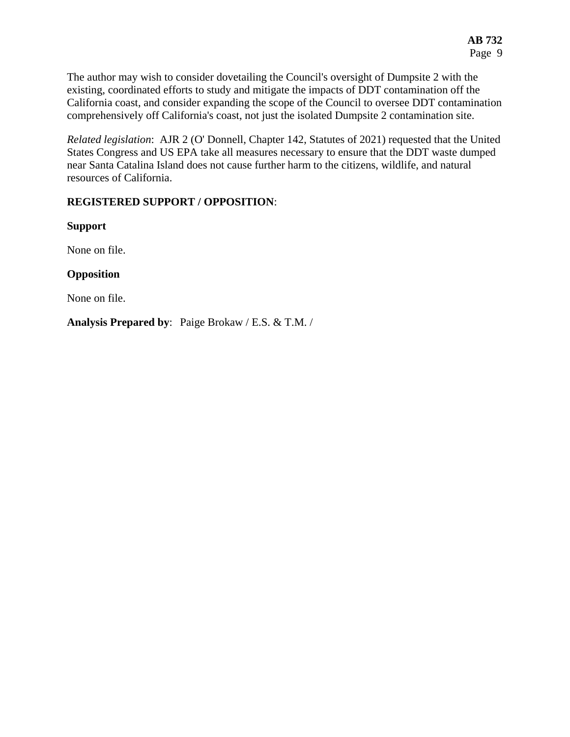The author may wish to consider dovetailing the Council's oversight of Dumpsite 2 with the existing, coordinated efforts to study and mitigate the impacts of DDT contamination off the California coast, and consider expanding the scope of the Council to oversee DDT contamination comprehensively off California's coast, not just the isolated Dumpsite 2 contamination site.

*Related legislation*: AJR 2 (O' Donnell, Chapter 142, Statutes of 2021) requested that the United States Congress and US EPA take all measures necessary to ensure that the DDT waste dumped near Santa Catalina Island does not cause further harm to the citizens, wildlife, and natural resources of California.

**REGISTERED SUPPORT / OPPOSITION**:

**Support**

None on file.

**Opposition**

None on file.

**Analysis Prepared by**: Paige Brokaw / E.S. & T.M. /